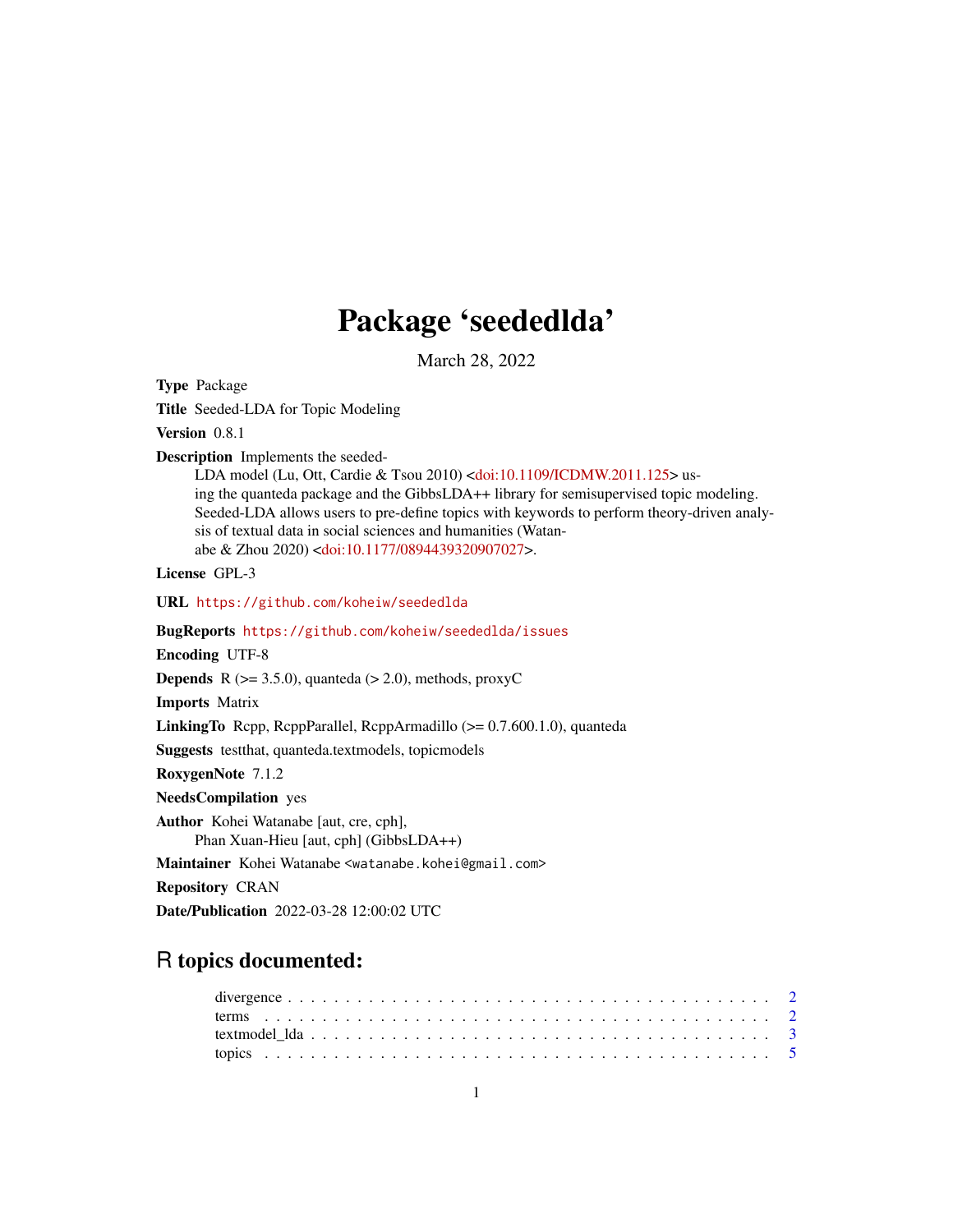# Package 'seededlda'

March 28, 2022

**Type** Package

**Title** Seeded-LDA for Topic Modeling

**Version** 0.8.1

**Description** Implements the seeded-LDA model (Lu, Ott, Cardie & Tsou 2010) <doi:10.1109/ICDMW.2011.125> using the quanteda package and the GibbsLDA++ library for semisupervised topic modeling. Seeded-LDA allows users to pre-define topics with keywords to perform theory-driven analysis of textual data in social sciences and humanities (Watanabe & Zhou 2020) <doi:10.1177/0894439320907027>.

**License** GPL-3

**URL** https://github.com/koheiw/seededlda

**BugReports** https://github.com/koheiw/seededlda/issues

**Encoding** UTF-8

**Depends** R (>= 3.5.0), quanteda (> 2.0), methods, proxyC

**Imports** Matrix

**LinkingTo** Rcpp, RcppParallel, RcppArmadillo (>= 0.7.600.1.0), quanteda

**Suggests** testthat, quanteda.textmodels, topicmodels

**RoxygenNote** 7.1.2

**NeedsCompilation** yes

**Author** Kohei Watanabe [aut, cre, cph],
Phan Xuan-Hieu [aut, cph] (GibbsLDA++)

**Maintainer** Kohei Watanabe <watanabe.kohei@gmail.com>

**Repository** CRAN

**Date/Publication** 2022-03-28 12:00:02 UTC

## R topics documented:

divergence . . . . . . . . . . . . . . . . . . . . . . . . . . . . . . . . . . . . . . . . . . 2
terms . . . . . . . . . . . . . . . . . . . . . . . . . . . . . . . . . . . . . . . . . . . . . 2
textmodel_lda . . . . . . . . . . . . . . . . . . . . . . . . . . . . . . . . . . . . . . . . 3
topics . . . . . . . . . . . . . . . . . . . . . . . . . . . . . . . . . . . . . . . . . . . . . 5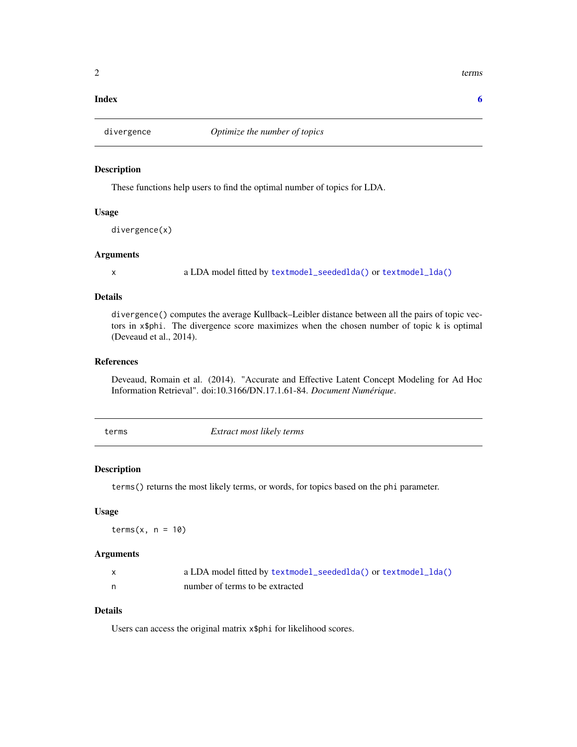**Index** **6**

## divergence — *Optimize the number of topics*

### Description

These functions help users to find the optimal number of topics for LDA.

### Usage

```
divergence(x)
```

### Arguments

| | |
|---|---|
| x | a LDA model fitted by `textmodel_seededlda()` or `textmodel_lda()` |

### Details

`divergence()` computes the average Kullback–Leibler distance between all the pairs of topic vectors in `x$phi`. The divergence score maximizes when the chosen number of topic `k` is optimal (Deveaud et al., 2014).

### References

Deveaud, Romain et al. (2014). "Accurate and Effective Latent Concept Modeling for Ad Hoc Information Retrieval". doi:10.3166/DN.17.1.61-84. *Document Numérique*.

## terms — *Extract most likely terms*

### Description

`terms()` returns the most likely terms, or words, for topics based on the `phi` parameter.

### Usage

```
terms(x, n = 10)
```

### Arguments

| | |
|---|---|
| x | a LDA model fitted by `textmodel_seededlda()` or `textmodel_lda()` |
| n | number of terms to be extracted |

### Details

Users can access the original matrix `x$phi` for likelihood scores.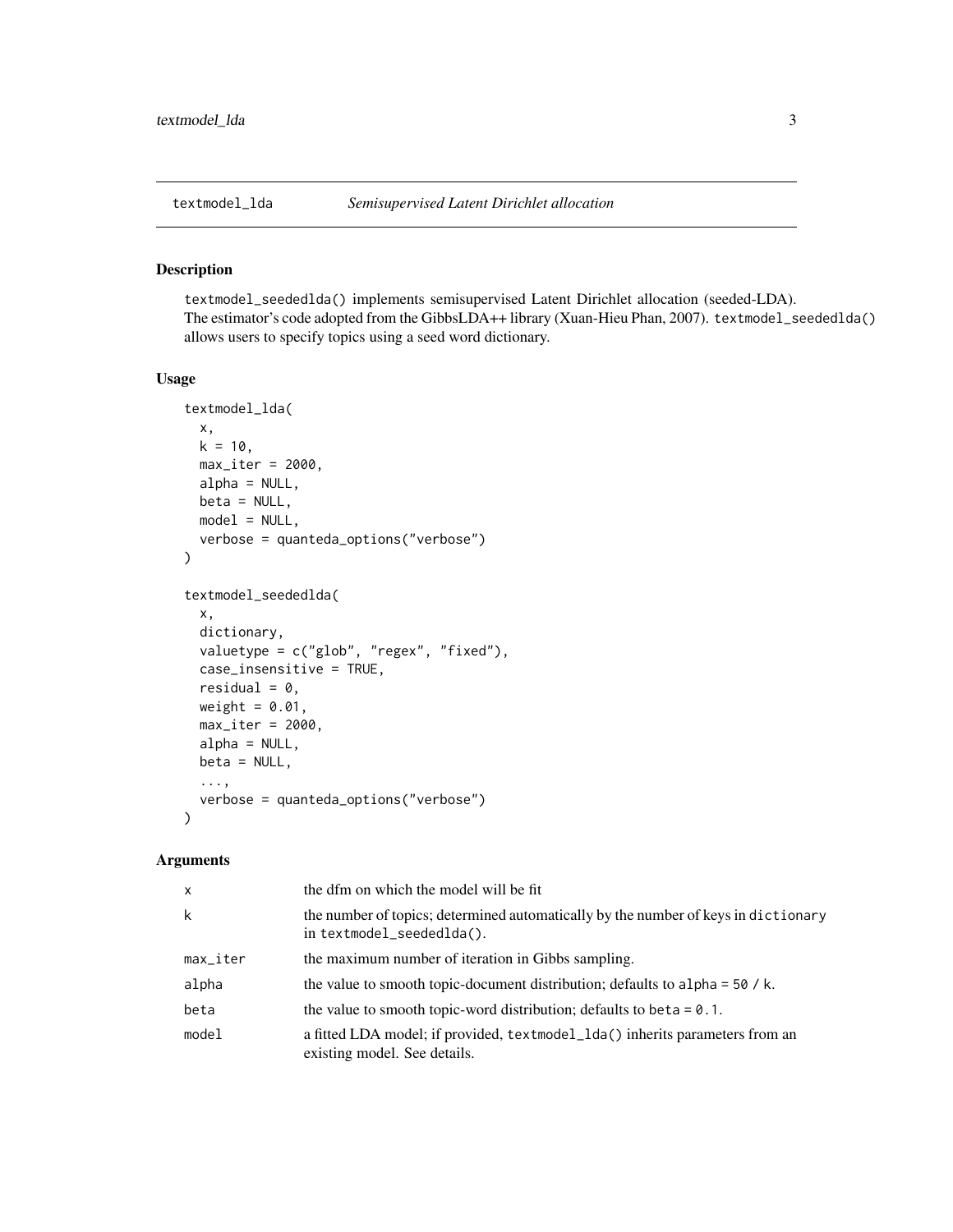## textmodel_lda — *Semisupervised Latent Dirichlet allocation*

### Description

`textmodel_seededlda()` implements semisupervised Latent Dirichlet allocation (seeded-LDA). The estimator's code adopted from the GibbsLDA++ library (Xuan-Hieu Phan, 2007). `textmodel_seededlda()` allows users to specify topics using a seed word dictionary.

### Usage

```
textmodel_lda(
  x,
  k = 10,
  max_iter = 2000,
  alpha = NULL,
  beta = NULL,
  model = NULL,
  verbose = quanteda_options("verbose")
)

textmodel_seededlda(
  x,
  dictionary,
  valuetype = c("glob", "regex", "fixed"),
  case_insensitive = TRUE,
  residual = 0,
  weight = 0.01,
  max_iter = 2000,
  alpha = NULL,
  beta = NULL,
  ...,
  verbose = quanteda_options("verbose")
)
```

### Arguments

| | |
|---|---|
| `x` | the dfm on which the model will be fit |
| `k` | the number of topics; determined automatically by the number of keys in `dictionary` in `textmodel_seededlda()`. |
| `max_iter` | the maximum number of iteration in Gibbs sampling. |
| `alpha` | the value to smooth topic-document distribution; defaults to `alpha = 50 / k`. |
| `beta` | the value to smooth topic-word distribution; defaults to `beta = 0.1`. |
| `model` | a fitted LDA model; if provided, `textmodel_lda()` inherits parameters from an existing model. See details. |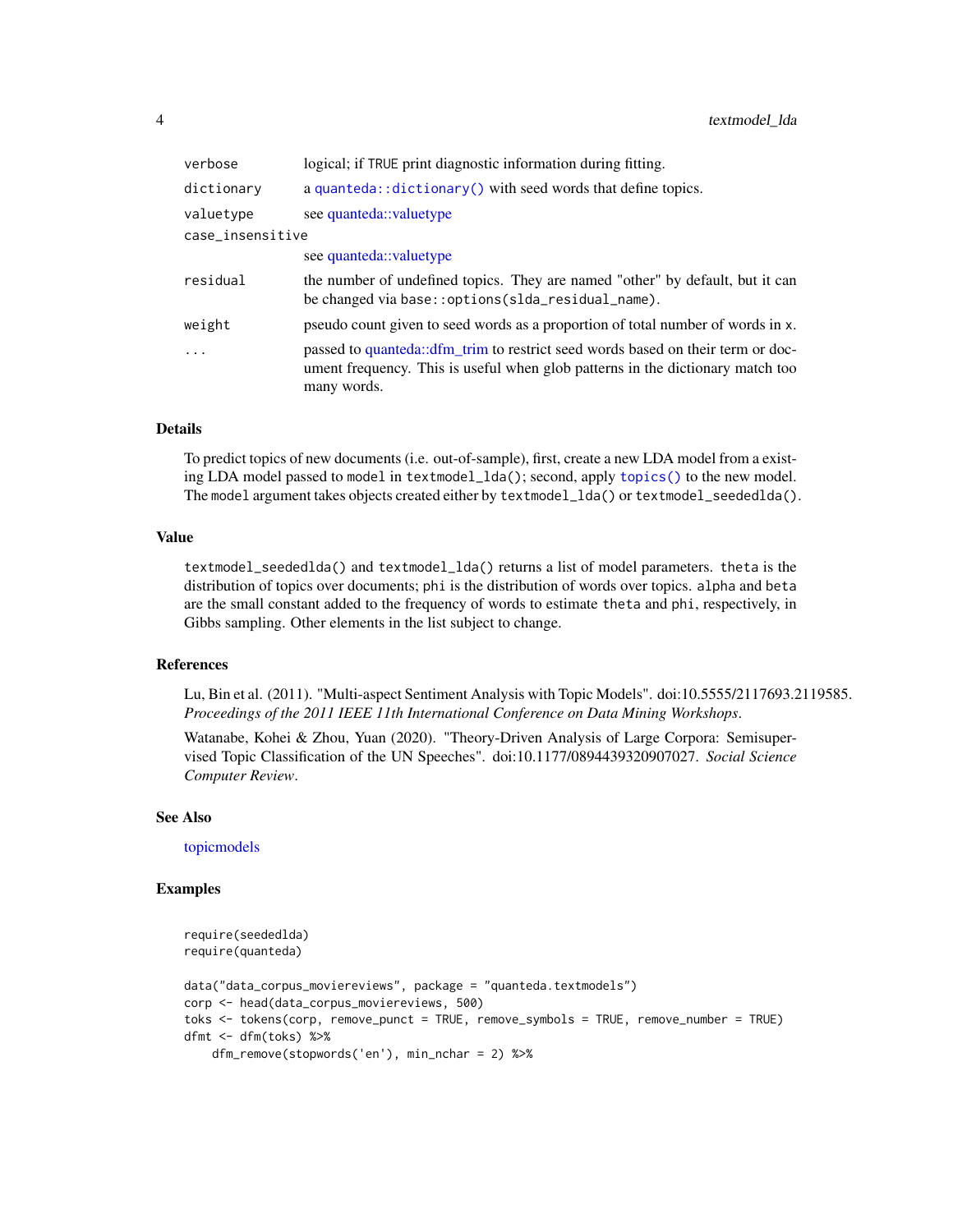| | |
|---|---|
| `verbose` | logical; if TRUE print diagnostic information during fitting. |
| `dictionary` | a `quanteda::dictionary()` with seed words that define topics. |
| `valuetype` | see quanteda::valuetype |
| `case_insensitive` | see quanteda::valuetype |
| `residual` | the number of undefined topics. They are named "other" by default, but it can be changed via `base::options(slda_residual_name)`. |
| `weight` | pseudo count given to seed words as a proportion of total number of words in `x`. |
| `...` | passed to quanteda::dfm_trim to restrict seed words based on their term or document frequency. This is useful when glob patterns in the dictionary match too many words. |

## Details

To predict topics of new documents (i.e. out-of-sample), first, create a new LDA model from a existing LDA model passed to `model` in `textmodel_lda()`; second, apply `topics()` to the new model. The `model` argument takes objects created either by `textmodel_lda()` or `textmodel_seededlda()`.

## Value

`textmodel_seededlda()` and `textmodel_lda()` returns a list of model parameters. `theta` is the distribution of topics over documents; `phi` is the distribution of words over topics. `alpha` and `beta` are the small constant added to the frequency of words to estimate `theta` and `phi`, respectively, in Gibbs sampling. Other elements in the list subject to change.

## References

Lu, Bin et al. (2011). "Multi-aspect Sentiment Analysis with Topic Models". doi:10.5555/2117693.2119585. *Proceedings of the 2011 IEEE 11th International Conference on Data Mining Workshops*.

Watanabe, Kohei & Zhou, Yuan (2020). "Theory-Driven Analysis of Large Corpora: Semisupervised Topic Classification of the UN Speeches". doi:10.1177/0894439320907027. *Social Science Computer Review*.

## See Also

topicmodels

## Examples

```
require(seededlda)
require(quanteda)

data("data_corpus_moviereviews", package = "quanteda.textmodels")
corp <- head(data_corpus_moviereviews, 500)
toks <- tokens(corp, remove_punct = TRUE, remove_symbols = TRUE, remove_number = TRUE)
dfmt <- dfm(toks) %>%
    dfm_remove(stopwords('en'), min_nchar = 2) %>%
```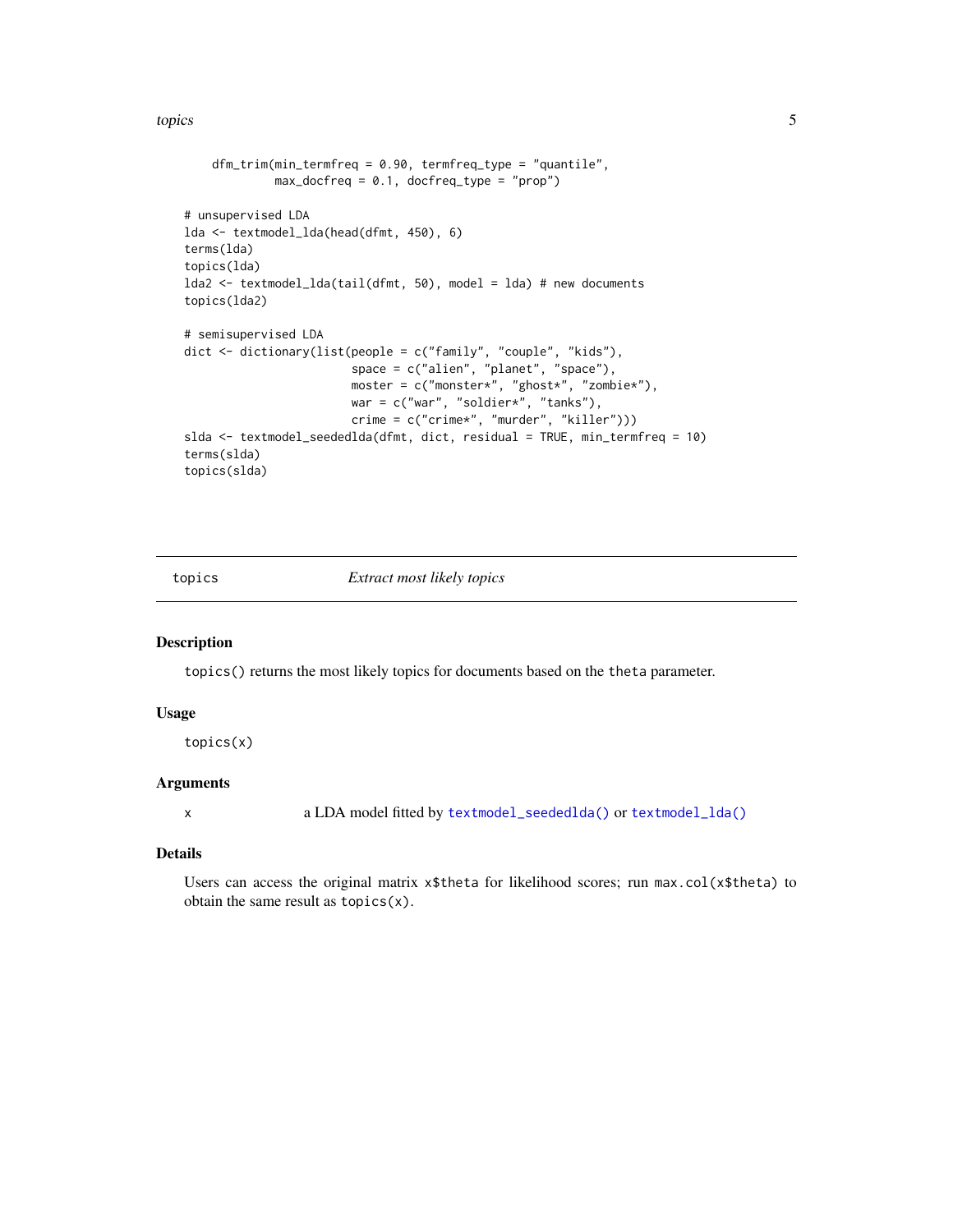```
    dfm_trim(min_termfreq = 0.90, termfreq_type = "quantile",
             max_docfreq = 0.1, docfreq_type = "prop")

# unsupervised LDA
lda <- textmodel_lda(head(dfmt, 450), 6)
terms(lda)
topics(lda)
lda2 <- textmodel_lda(tail(dfmt, 50), model = lda) # new documents
topics(lda2)

# semisupervised LDA
dict <- dictionary(list(people = c("family", "couple", "kids"),
                        space = c("alien", "planet", "space"),
                        moster = c("monster*", "ghost*", "zombie*"),
                        war = c("war", "soldier*", "tanks"),
                        crime = c("crime*", "murder", "killer")))
slda <- textmodel_seededlda(dfmt, dict, residual = TRUE, min_termfreq = 10)
terms(slda)
topics(slda)
```

---

## topics — *Extract most likely topics*

### Description

`topics()` returns the most likely topics for documents based on the `theta` parameter.

### Usage

```
topics(x)
```

### Arguments

| | |
|---|---|
| x | a LDA model fitted by `textmodel_seededlda()` or `textmodel_lda()` |

### Details

Users can access the original matrix `x$theta` for likelihood scores; run `max.col(x$theta)` to obtain the same result as `topics(x)`.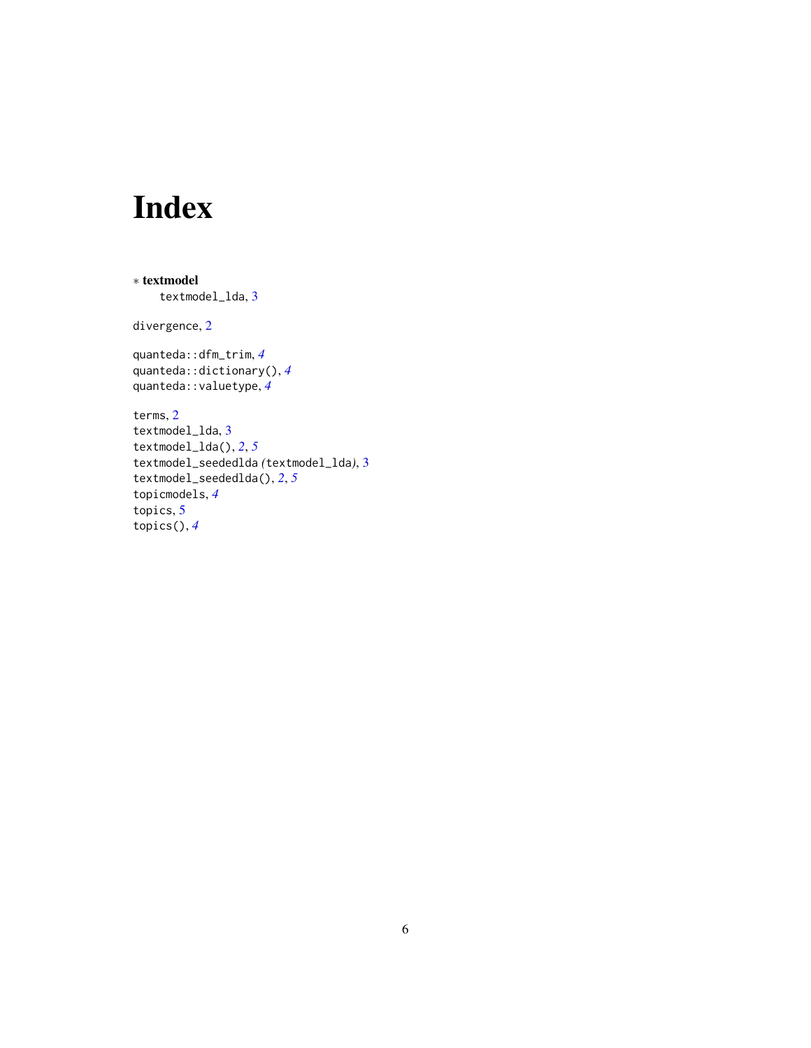# Index

∗ **textmodel**
    textmodel_lda, 3

divergence, 2

quanteda::dfm_trim, *4*
quanteda::dictionary(), *4*
quanteda::valuetype, *4*

terms, 2
textmodel_lda, 3
textmodel_lda(), *2*, *5*
textmodel_seededlda *(*textmodel_lda*)*, 3
textmodel_seededlda(), *2*, *5*
topicmodels, *4*
topics, 5
topics(), *4*